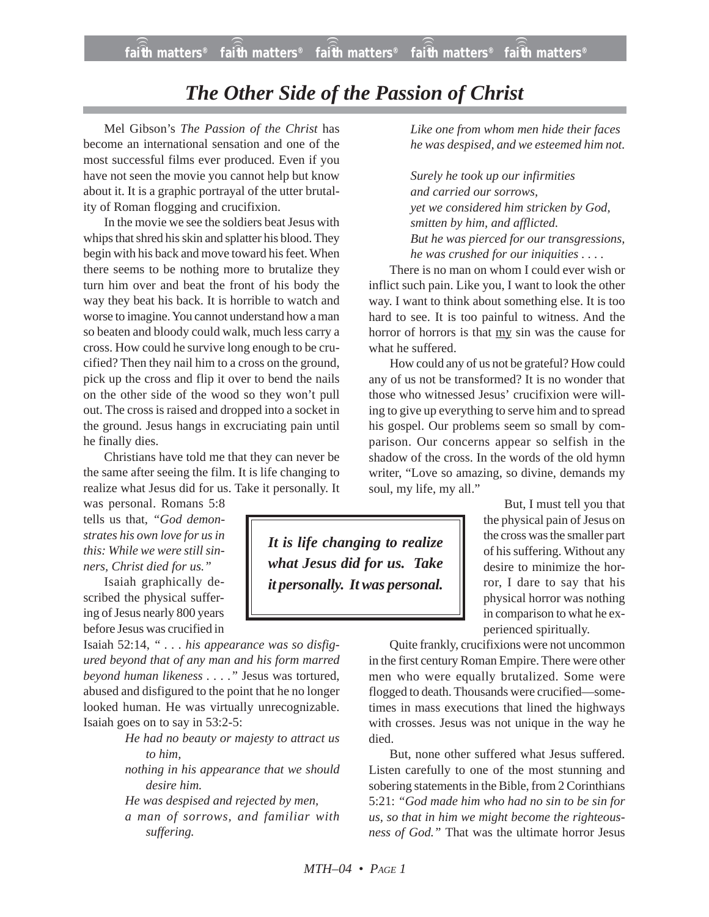# *The Other Side of the Passion of Christ*

Mel Gibson's *The Passion of the Christ* has become an international sensation and one of the most successful films ever produced. Even if you have not seen the movie you cannot help but know about it. It is a graphic portrayal of the utter brutality of Roman flogging and crucifixion.

In the movie we see the soldiers beat Jesus with whips that shred his skin and splatter his blood. They begin with his back and move toward his feet. When there seems to be nothing more to brutalize they turn him over and beat the front of his body the way they beat his back. It is horrible to watch and worse to imagine. You cannot understand how a man so beaten and bloody could walk, much less carry a cross. How could he survive long enough to be crucified? Then they nail him to a cross on the ground, pick up the cross and flip it over to bend the nails on the other side of the wood so they won't pull out. The cross is raised and dropped into a socket in the ground. Jesus hangs in excruciating pain until he finally dies.

Christians have told me that they can never be the same after seeing the film. It is life changing to realize what Jesus did for us. Take it personally. It was personal. Romans 5:8 tells us that, *"God demonstrates his own love for us in this: While we were still sinners, Christ died for us."*

> ***It is life changing to realize what Jesus did for us. Take it personally. It was personal.***

Isaiah graphically described the physical suffering of Jesus nearly 800 years before Jesus was crucified in Isaiah 52:14, *" . . . his appearance was so disfigured beyond that of any man and his form marred beyond human likeness . . . ."* Jesus was tortured, abused and disfigured to the point that he no longer looked human. He was virtually unrecognizable. Isaiah goes on to say in 53:2-5:

> *He had no beauty or majesty to attract us to him,*
> *nothing in his appearance that we should desire him.*
> *He was despised and rejected by men,*
> *a man of sorrows, and familiar with suffering.*
> *Like one from whom men hide their faces*
> *he was despised, and we esteemed him not.*
>
> *Surely he took up our infirmities*
> *and carried our sorrows,*
> *yet we considered him stricken by God,*
> *smitten by him, and afflicted.*
> *But he was pierced for our transgressions,*
> *he was crushed for our iniquities . . . .*

There is no man on whom I could ever wish or inflict such pain. Like you, I want to look the other way. I want to think about something else. It is too hard to see. It is too painful to witness. And the horror of horrors is that <u>my</u> sin was the cause for what he suffered.

How could any of us not be grateful? How could any of us not be transformed? It is no wonder that those who witnessed Jesus' crucifixion were willing to give up everything to serve him and to spread his gospel. Our problems seem so small by comparison. Our concerns appear so selfish in the shadow of the cross. In the words of the old hymn writer, "Love so amazing, so divine, demands my soul, my life, my all."

But, I must tell you that the physical pain of Jesus on the cross was the smaller part of his suffering. Without any desire to minimize the horror, I dare to say that his physical horror was nothing in comparison to what he experienced spiritually.

Quite frankly, crucifixions were not uncommon in the first century Roman Empire. There were other men who were equally brutalized. Some were flogged to death. Thousands were crucified—sometimes in mass executions that lined the highways with crosses. Jesus was not unique in the way he died.

But, none other suffered what Jesus suffered. Listen carefully to one of the most stunning and sobering statements in the Bible, from 2 Corinthians 5:21: *"God made him who had no sin to be sin for us, so that in him we might become the righteousness of God."* That was the ultimate horror Jesus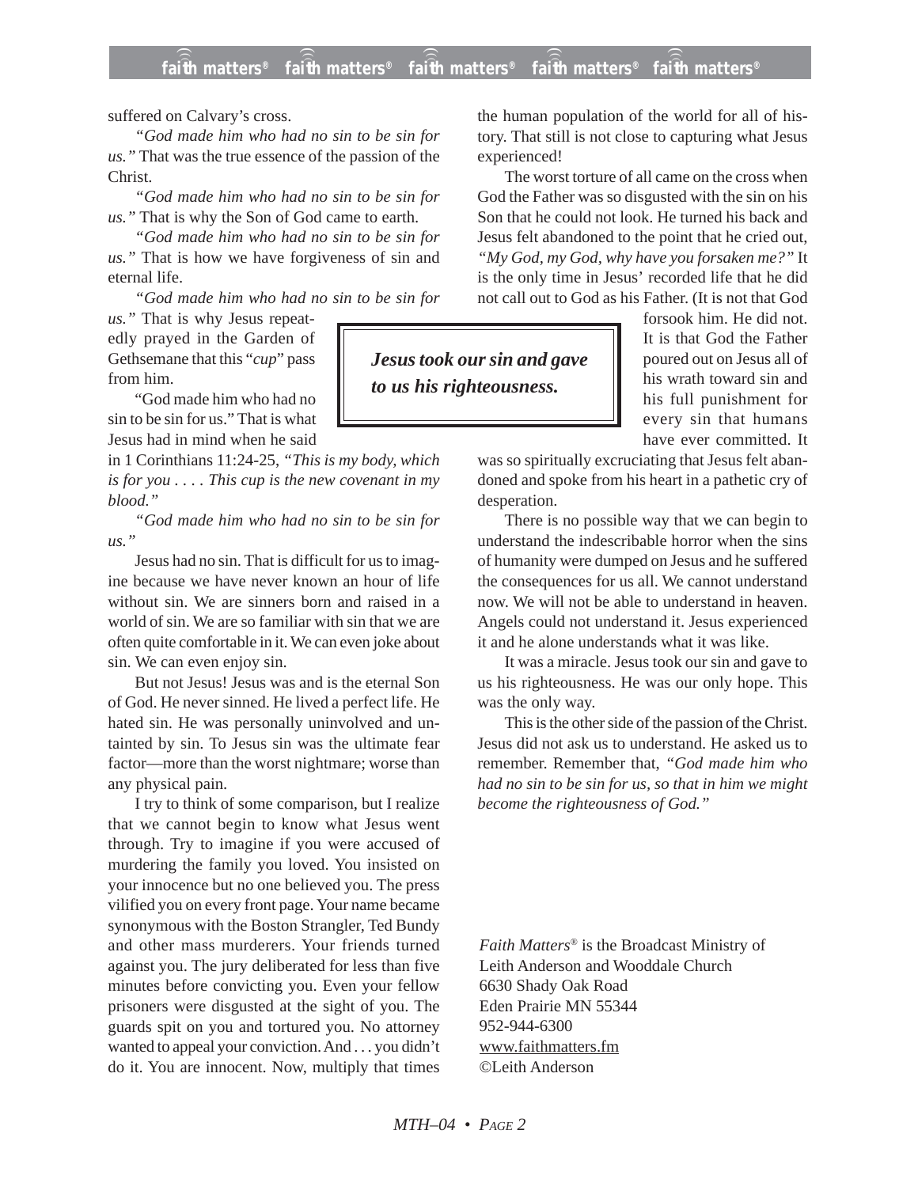suffered on Calvary's cross.

*"God made him who had no sin to be sin for us."* That was the true essence of the passion of the Christ.

*"God made him who had no sin to be sin for us."* That is why the Son of God came to earth.

*"God made him who had no sin to be sin for us."* That is how we have forgiveness of sin and eternal life.

*"God made him who had no sin to be sin for us."* That is why Jesus repeatedly prayed in the Garden of Gethsemane that this "*cup*" pass from him.

"God made him who had no sin to be sin for us." That is what Jesus had in mind when he said in 1 Corinthians 11:24-25, *"This is my body, which is for you . . . . This cup is the new covenant in my blood."*

*"God made him who had no sin to be sin for us."*

Jesus had no sin. That is difficult for us to imagine because we have never known an hour of life without sin. We are sinners born and raised in a world of sin. We are so familiar with sin that we are often quite comfortable in it. We can even joke about sin. We can even enjoy sin.

But not Jesus! Jesus was and is the eternal Son of God. He never sinned. He lived a perfect life. He hated sin. He was personally uninvolved and untainted by sin. To Jesus sin was the ultimate fear factor—more than the worst nightmare; worse than any physical pain.

I try to think of some comparison, but I realize that we cannot begin to know what Jesus went through. Try to imagine if you were accused of murdering the family you loved. You insisted on your innocence but no one believed you. The press vilified you on every front page. Your name became synonymous with the Boston Strangler, Ted Bundy and other mass murderers. Your friends turned against you. The jury deliberated for less than five minutes before convicting you. Even your fellow prisoners were disgusted at the sight of you. The guards spit on you and tortured you. No attorney wanted to appeal your conviction. And . . . you didn't do it. You are innocent. Now, multiply that times the human population of the world for all of history. That still is not close to capturing what Jesus experienced!

The worst torture of all came on the cross when God the Father was so disgusted with the sin on his Son that he could not look. He turned his back and Jesus felt abandoned to the point that he cried out, *"My God, my God, why have you forsaken me?"* It is the only time in Jesus' recorded life that he did not call out to God as his Father. (It is not that God forsook him. He did not. It is that God the Father poured out on Jesus all of his wrath toward sin and his full punishment for every sin that humans have ever committed. It was so spiritually excruciating that Jesus felt abandoned and spoke from his heart in a pathetic cry of desperation.

> ***Jesus took our sin and gave to us his righteousness.***

There is no possible way that we can begin to understand the indescribable horror when the sins of humanity were dumped on Jesus and he suffered the consequences for us all. We cannot understand now. We will not be able to understand in heaven. Angels could not understand it. Jesus experienced it and he alone understands what it was like.

It was a miracle. Jesus took our sin and gave to us his righteousness. He was our only hope. This was the only way.

This is the other side of the passion of the Christ. Jesus did not ask us to understand. He asked us to remember. Remember that, *"God made him who had no sin to be sin for us, so that in him we might become the righteousness of God."*

*Faith Matters*® is the Broadcast Ministry of
Leith Anderson and Wooddale Church
6630 Shady Oak Road
Eden Prairie MN 55344
952-944-6300
www.faithmatters.fm
©Leith Anderson